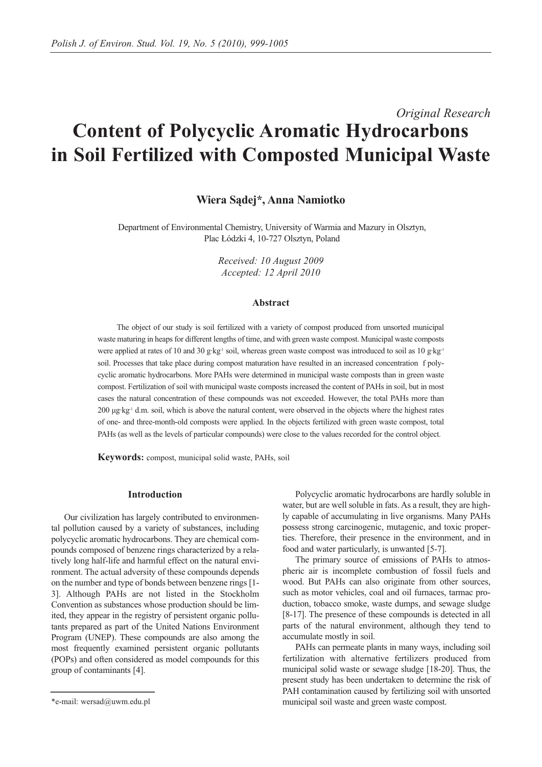*Original Research*

# Content of Polycyclic Aromatic Hydrocarbons in Soil Fertilized with Composted Municipal Waste

**Wiera Sądej\*, Anna Namiotko**

Department of Environmental Chemistry, University of Warmia and Mazury in Olsztyn, Plac Łódzki 4, 10-727 Olsztyn, Poland

*Received: 10 August 2009*
*Accepted: 12 April 2010*

### Abstract

The object of our study is soil fertilized with a variety of compost produced from unsorted municipal waste maturing in heaps for different lengths of time, and with green waste compost. Municipal waste composts were applied at rates of 10 and 30 g·kg$^{-1}$ soil, whereas green waste compost was introduced to soil as 10 g·kg$^{-1}$ soil. Processes that take place during compost maturation have resulted in an increased concentration f polycyclic aromatic hydrocarbons. More PAHs were determined in municipal waste composts than in green waste compost. Fertilization of soil with municipal waste composts increased the content of PAHs in soil, but in most cases the natural concentration of these compounds was not exceeded. However, the total PAHs more than 200 μg·kg$^{-1}$ d.m. soil, which is above the natural content, were observed in the objects where the highest rates of one- and three-month-old composts were applied. In the objects fertilized with green waste compost, total PAHs (as well as the levels of particular compounds) were close to the values recorded for the control object.

**Keywords:** compost, municipal solid waste, PAHs, soil

## Introduction

Our civilization has largely contributed to environmental pollution caused by a variety of substances, including polycyclic aromatic hydrocarbons. They are chemical compounds composed of benzene rings characterized by a relatively long half-life and harmful effect on the natural environment. The actual adversity of these compounds depends on the number and type of bonds between benzene rings [1-3]. Although PAHs are not listed in the Stockholm Convention as substances whose production should be limited, they appear in the registry of persistent organic pollutants prepared as part of the United Nations Environment Program (UNEP). These compounds are also among the most frequently examined persistent organic pollutants (POPs) and often considered as model compounds for this group of contaminants [4].

Polycyclic aromatic hydrocarbons are hardly soluble in water, but are well soluble in fats. As a result, they are highly capable of accumulating in live organisms. Many PAHs possess strong carcinogenic, mutagenic, and toxic properties. Therefore, their presence in the environment, and in food and water particularly, is unwanted [5-7].

The primary source of emissions of PAHs to atmospheric air is incomplete combustion of fossil fuels and wood. But PAHs can also originate from other sources, such as motor vehicles, coal and oil furnaces, tarmac production, tobacco smoke, waste dumps, and sewage sludge [8-17]. The presence of these compounds is detected in all parts of the natural environment, although they tend to accumulate mostly in soil.

PAHs can permeate plants in many ways, including soil fertilization with alternative fertilizers produced from municipal solid waste or sewage sludge [18-20]. Thus, the present study has been undertaken to determine the risk of PAH contamination caused by fertilizing soil with unsorted municipal soil waste and green waste compost.

\*e-mail: wersad@uwm.edu.pl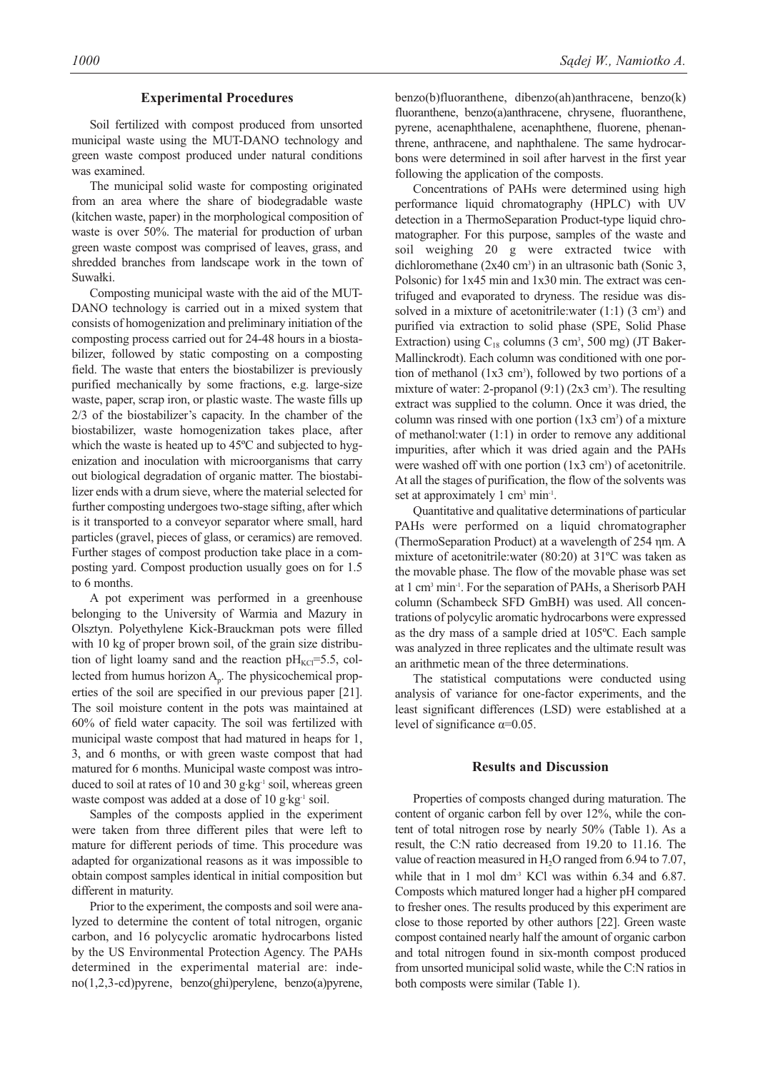## Experimental Procedures

Soil fertilized with compost produced from unsorted municipal waste using the MUT-DANO technology and green waste compost produced under natural conditions was examined.

The municipal solid waste for composting originated from an area where the share of biodegradable waste (kitchen waste, paper) in the morphological composition of waste is over 50%. The material for production of urban green waste compost was comprised of leaves, grass, and shredded branches from landscape work in the town of Suwałki.

Composting municipal waste with the aid of the MUT-DANO technology is carried out in a mixed system that consists of homogenization and preliminary initiation of the composting process carried out for 24-48 hours in a biostabilizer, followed by static composting on a composting field. The waste that enters the biostabilizer is previously purified mechanically by some fractions, e.g. large-size waste, paper, scrap iron, or plastic waste. The waste fills up 2/3 of the biostabilizer's capacity. In the chamber of the biostabilizer, waste homogenization takes place, after which the waste is heated up to 45ºC and subjected to hygenization and inoculation with microorganisms that carry out biological degradation of organic matter. The biostabilizer ends with a drum sieve, where the material selected for further composting undergoes two-stage sifting, after which is it transported to a conveyor separator where small, hard particles (gravel, pieces of glass, or ceramics) are removed. Further stages of compost production take place in a composting yard. Compost production usually goes on for 1.5 to 6 months.

A pot experiment was performed in a greenhouse belonging to the University of Warmia and Mazury in Olsztyn. Polyethylene Kick-Brauckman pots were filled with 10 kg of proper brown soil, of the grain size distribution of light loamy sand and the reaction $pH_{KCl}$=5.5, collected from humus horizon $A_p$. The physicochemical properties of the soil are specified in our previous paper [21]. The soil moisture content in the pots was maintained at 60% of field water capacity. The soil was fertilized with municipal waste compost that had matured in heaps for 1, 3, and 6 months, or with green waste compost that had matured for 6 months. Municipal waste compost was introduced to soil at rates of 10 and 30 g·kg$^{-1}$ soil, whereas green waste compost was added at a dose of 10 g·kg$^{-1}$ soil.

Samples of the composts applied in the experiment were taken from three different piles that were left to mature for different periods of time. This procedure was adapted for organizational reasons as it was impossible to obtain compost samples identical in initial composition but different in maturity.

Prior to the experiment, the composts and soil were analyzed to determine the content of total nitrogen, organic carbon, and 16 polycyclic aromatic hydrocarbons listed by the US Environmental Protection Agency. The PAHs determined in the experimental material are: indeno(1,2,3-cd)pyrene, benzo(ghi)perylene, benzo(a)pyrene, benzo(b)fluoranthene, dibenzo(ah)anthracene, benzo(k) fluoranthene, benzo(a)anthracene, chrysene, fluoranthene, pyrene, acenaphthalene, acenaphthene, fluorene, phenanthrene, anthracene, and naphthalene. The same hydrocarbons were determined in soil after harvest in the first year following the application of the composts.

Concentrations of PAHs were determined using high performance liquid chromatography (HPLC) with UV detection in a ThermoSeparation Product-type liquid chromatographer. For this purpose, samples of the waste and soil weighing 20 g were extracted twice with dichloromethane (2x40 cm$^3$) in an ultrasonic bath (Sonic 3, Polsonic) for 1x45 min and 1x30 min. The extract was centrifuged and evaporated to dryness. The residue was dissolved in a mixture of acetonitrile:water (1:1) (3 cm$^3$) and purified via extraction to solid phase (SPE, Solid Phase Extraction) using $C_{18}$ columns (3 cm$^3$, 500 mg) (JT Baker-Mallinckrodt). Each column was conditioned with one portion of methanol (1x3 cm$^3$), followed by two portions of a mixture of water: 2-propanol (9:1) (2x3 cm$^3$). The resulting extract was supplied to the column. Once it was dried, the column was rinsed with one portion (1x3 cm$^3$) of a mixture of methanol:water (1:1) in order to remove any additional impurities, after which it was dried again and the PAHs were washed off with one portion (1x3 cm$^3$) of acetonitrile. At all the stages of purification, the flow of the solvents was set at approximately 1 cm$^3$ min$^{-1}$.

Quantitative and qualitative determinations of particular PAHs were performed on a liquid chromatographer (ThermoSeparation Product) at a wavelength of 254 ηm. A mixture of acetonitrile:water (80:20) at 31ºC was taken as the movable phase. The flow of the movable phase was set at 1 cm$^3$ min$^{-1}$. For the separation of PAHs, a Sherisorb PAH column (Schambeck SFD GmBH) was used. All concentrations of polycylic aromatic hydrocarbons were expressed as the dry mass of a sample dried at 105ºC. Each sample was analyzed in three replicates and the ultimate result was an arithmetic mean of the three determinations.

The statistical computations were conducted using analysis of variance for one-factor experiments, and the least significant differences (LSD) were established at a level of significance $\alpha$=0.05.

## Results and Discussion

Properties of composts changed during maturation. The content of organic carbon fell by over 12%, while the content of total nitrogen rose by nearly 50% (Table 1). As a result, the C:N ratio decreased from 19.20 to 11.16. The value of reaction measured in $H_2O$ ranged from 6.94 to 7.07, while that in 1 mol dm$^{-3}$ KCl was within 6.34 and 6.87. Composts which matured longer had a higher pH compared to fresher ones. The results produced by this experiment are close to those reported by other authors [22]. Green waste compost contained nearly half the amount of organic carbon and total nitrogen found in six-month compost produced from unsorted municipal solid waste, while the C:N ratios in both composts were similar (Table 1).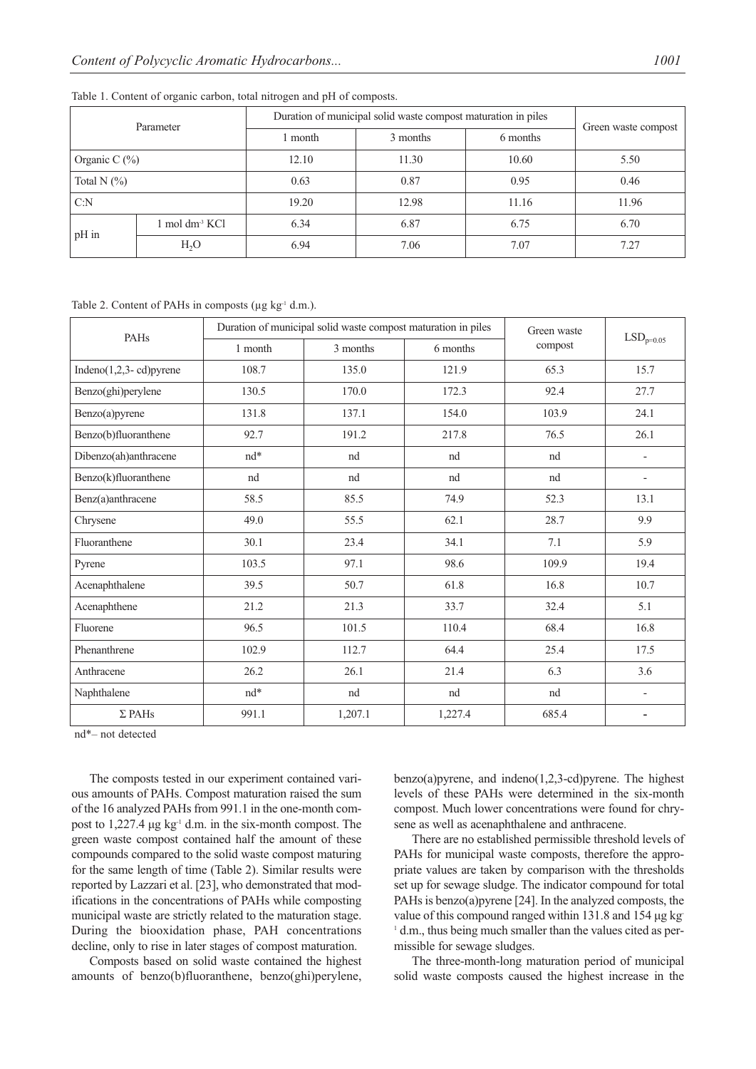Table 1. Content of organic carbon, total nitrogen and pH of composts.

| Parameter | | Duration of municipal solid waste compost maturation in piles | | | Green waste compost |
|---|---|---|---|---|---|
| | | 1 month | 3 months | 6 months | |
| Organic C (%) | | 12.10 | 11.30 | 10.60 | 5.50 |
| Total N (%) | | 0.63 | 0.87 | 0.95 | 0.46 |
| C:N | | 19.20 | 12.98 | 11.16 | 11.96 |
| pH in | 1 mol dm$^{-3}$ KCl | 6.34 | 6.87 | 6.75 | 6.70 |
| | $H_2O$ | 6.94 | 7.06 | 7.07 | 7.27 |

Table 2. Content of PAHs in composts (µg kg$^{-1}$ d.m.).

| PAHs | Duration of municipal solid waste compost maturation in piles | | | Green waste compost | $LSD_{p=0.05}$ |
|---|---|---|---|---|---|
| | 1 month | 3 months | 6 months | | |
| Indeno(1,2,3- cd)pyrene | 108.7 | 135.0 | 121.9 | 65.3 | 15.7 |
| Benzo(ghi)perylene | 130.5 | 170.0 | 172.3 | 92.4 | 27.7 |
| Benzo(a)pyrene | 131.8 | 137.1 | 154.0 | 103.9 | 24.1 |
| Benzo(b)fluoranthene | 92.7 | 191.2 | 217.8 | 76.5 | 26.1 |
| Dibenzo(ah)anthracene | nd* | nd | nd | nd | - |
| Benzo(k)fluoranthene | nd | nd | nd | nd | - |
| Benz(a)anthracene | 58.5 | 85.5 | 74.9 | 52.3 | 13.1 |
| Chrysene | 49.0 | 55.5 | 62.1 | 28.7 | 9.9 |
| Fluoranthene | 30.1 | 23.4 | 34.1 | 7.1 | 5.9 |
| Pyrene | 103.5 | 97.1 | 98.6 | 109.9 | 19.4 |
| Acenaphthalene | 39.5 | 50.7 | 61.8 | 16.8 | 10.7 |
| Acenaphthene | 21.2 | 21.3 | 33.7 | 32.4 | 5.1 |
| Fluorene | 96.5 | 101.5 | 110.4 | 68.4 | 16.8 |
| Phenanthrene | 102.9 | 112.7 | 64.4 | 25.4 | 17.5 |
| Anthracene | 26.2 | 26.1 | 21.4 | 6.3 | 3.6 |
| Naphthalene | nd* | nd | nd | nd | - |
| Σ PAHs | 991.1 | 1,207.1 | 1,227.4 | 685.4 | - |

nd*– not detected

The composts tested in our experiment contained various amounts of PAHs. Compost maturation raised the sum of the 16 analyzed PAHs from 991.1 in the one-month compost to 1,227.4 µg kg$^{-1}$ d.m. in the six-month compost. The green waste compost contained half the amount of these compounds compared to the solid waste compost maturing for the same length of time (Table 2). Similar results were reported by Lazzari et al. [23], who demonstrated that modifications in the concentrations of PAHs while composting municipal waste are strictly related to the maturation stage. During the biooxidation phase, PAH concentrations decline, only to rise in later stages of compost maturation.

Composts based on solid waste contained the highest amounts of benzo(b)fluoranthene, benzo(ghi)perylene, benzo(a)pyrene, and indeno(1,2,3-cd)pyrene. The highest levels of these PAHs were determined in the six-month compost. Much lower concentrations were found for chrysene as well as acenaphthalene and anthracene.

There are no established permissible threshold levels of PAHs for municipal waste composts, therefore the appropriate values are taken by comparison with the thresholds set up for sewage sludge. The indicator compound for total PAHs is benzo(a)pyrene [24]. In the analyzed composts, the value of this compound ranged within 131.8 and 154 µg kg$^{-1}$ d.m., thus being much smaller than the values cited as permissible for sewage sludges.

The three-month-long maturation period of municipal solid waste composts caused the highest increase in the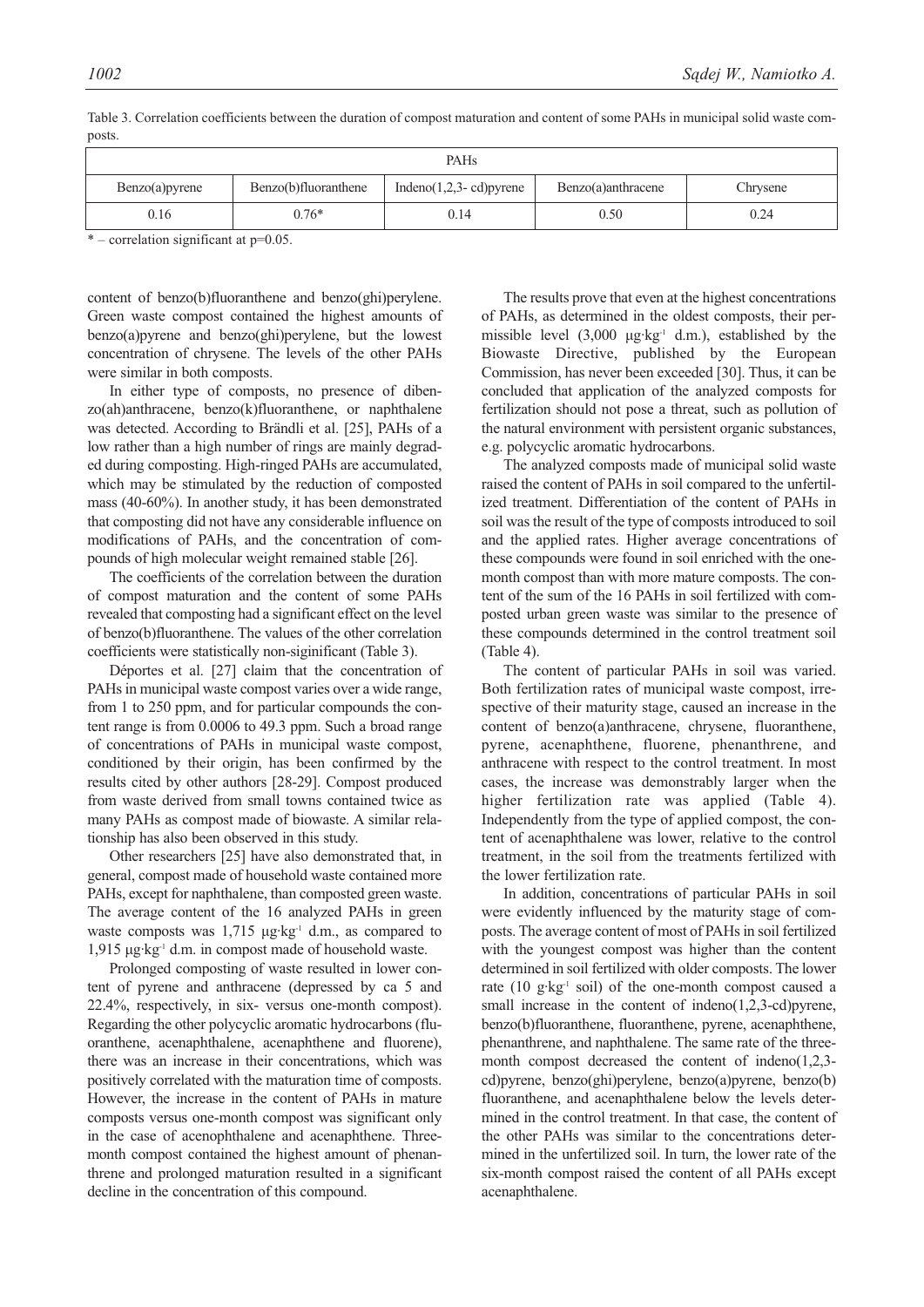Table 3. Correlation coefficients between the duration of compost maturation and content of some PAHs in municipal solid waste composts.

| PAHs | | | | |
|---|---|---|---|---|
| Benzo(a)pyrene | Benzo(b)fluoranthene | Indeno(1,2,3- cd)pyrene | Benzo(a)anthracene | Chrysene |
| 0.16 | 0.76* | 0.14 | 0.50 | 0.24 |

* – correlation significant at p=0.05.

content of benzo(b)fluoranthene and benzo(ghi)perylene. Green waste compost contained the highest amounts of benzo(a)pyrene and benzo(ghi)perylene, but the lowest concentration of chrysene. The levels of the other PAHs were similar in both composts.

In either type of composts, no presence of dibenzo(ah)anthracene, benzo(k)fluoranthene, or naphthalene was detected. According to Brändli et al. [25], PAHs of a low rather than a high number of rings are mainly degraded during composting. High-ringed PAHs are accumulated, which may be stimulated by the reduction of composted mass (40-60%). In another study, it has been demonstrated that composting did not have any considerable influence on modifications of PAHs, and the concentration of compounds of high molecular weight remained stable [26].

The coefficients of the correlation between the duration of compost maturation and the content of some PAHs revealed that composting had a significant effect on the level of benzo(b)fluoranthene. The values of the other correlation coefficients were statistically non-siginificant (Table 3).

Déportes et al. [27] claim that the concentration of PAHs in municipal waste compost varies over a wide range, from 1 to 250 ppm, and for particular compounds the content range is from 0.0006 to 49.3 ppm. Such a broad range of concentrations of PAHs in municipal waste compost, conditioned by their origin, has been confirmed by the results cited by other authors [28-29]. Compost produced from waste derived from small towns contained twice as many PAHs as compost made of biowaste. A similar relationship has also been observed in this study.

Other researchers [25] have also demonstrated that, in general, compost made of household waste contained more PAHs, except for naphthalene, than composted green waste. The average content of the 16 analyzed PAHs in green waste composts was 1,715 $\mu g \cdot kg^{-1}$ d.m., as compared to 1,915 $\mu g \cdot kg^{-1}$ d.m. in compost made of household waste.

Prolonged composting of waste resulted in lower content of pyrene and anthracene (depressed by ca 5 and 22.4%, respectively, in six- versus one-month compost). Regarding the other polycyclic aromatic hydrocarbons (fluoranthene, acenaphthalene, acenaphthene and fluorene), there was an increase in their concentrations, which was positively correlated with the maturation time of composts. However, the increase in the content of PAHs in mature composts versus one-month compost was significant only in the case of acenophthalene and acenaphthene. Three-month compost contained the highest amount of phenanthrene and prolonged maturation resulted in a significant decline in the concentration of this compound.

The results prove that even at the highest concentrations of PAHs, as determined in the oldest composts, their permissible level (3,000 $\mu g \cdot kg^{-1}$ d.m.), established by the Biowaste Directive, published by the European Commission, has never been exceeded [30]. Thus, it can be concluded that application of the analyzed composts for fertilization should not pose a threat, such as pollution of the natural environment with persistent organic substances, e.g. polycyclic aromatic hydrocarbons.

The analyzed composts made of municipal solid waste raised the content of PAHs in soil compared to the unfertilized treatment. Differentiation of the content of PAHs in soil was the result of the type of composts introduced to soil and the applied rates. Higher average concentrations of these compounds were found in soil enriched with the one-month compost than with more mature composts. The content of the sum of the 16 PAHs in soil fertilized with composted urban green waste was similar to the presence of these compounds determined in the control treatment soil (Table 4).

The content of particular PAHs in soil was varied. Both fertilization rates of municipal waste compost, irrespective of their maturity stage, caused an increase in the content of benzo(a)anthracene, chrysene, fluoranthene, pyrene, acenaphthene, fluorene, phenanthrene, and anthracene with respect to the control treatment. In most cases, the increase was demonstrably larger when the higher fertilization rate was applied (Table 4). Independently from the type of applied compost, the content of acenaphthalene was lower, relative to the control treatment, in the soil from the treatments fertilized with the lower fertilization rate.

In addition, concentrations of particular PAHs in soil were evidently influenced by the maturity stage of composts. The average content of most of PAHs in soil fertilized with the youngest compost was higher than the content determined in soil fertilized with older composts. The lower rate (10 $g \cdot kg^{-1}$ soil) of the one-month compost caused a small increase in the content of indeno(1,2,3-cd)pyrene, benzo(b)fluoranthene, fluoranthene, pyrene, acenaphthene, phenanthrene, and naphthalene. The same rate of the three-month compost decreased the content of indeno(1,2,3-cd)pyrene, benzo(ghi)perylene, benzo(a)pyrene, benzo(b) fluoranthene, and acenaphthalene below the levels determined in the control treatment. In that case, the content of the other PAHs was similar to the concentrations determined in the unfertilized soil. In turn, the lower rate of the six-month compost raised the content of all PAHs except acenaphthalene.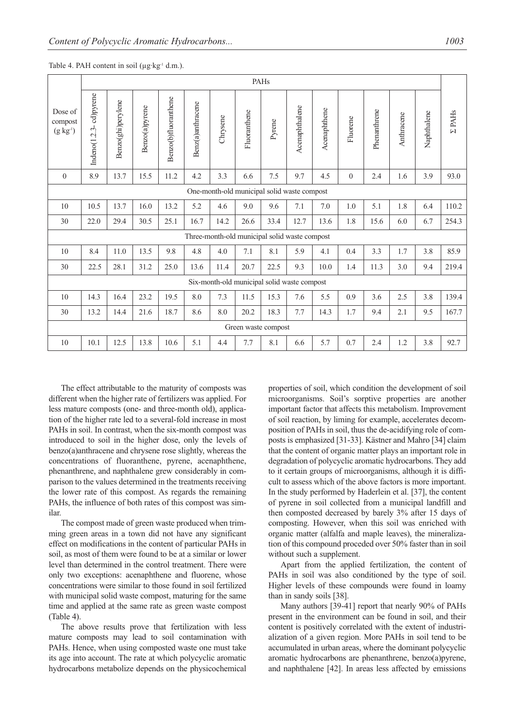Table 4. PAH content in soil (µg·kg⁻¹ d.m.).

| Dose of compost (g kg⁻¹) | PAHs | | | | | | | | | | | | | | |
|---|---|---|---|---|---|---|---|---|---|---|---|---|---|---|---|
| | Indeno(1.2.3- cd)pyrene | Benzo(ghi)perylene | Benzo(a)pyrene | Benzo(b)fluoranthene | Benz(a)anthracene | Chrysene | Fluoranthene | Pyrene | Acenaphthalene | Acenaphthene | Fluorene | Phenanthrene | Anthracene | Naphthalene | Σ PAHs |
| 0 | 8.9 | 13.7 | 15.5 | 11.2 | 4.2 | 3.3 | 6.6 | 7.5 | 9.7 | 4.5 | 0 | 2.4 | 1.6 | 3.9 | 93.0 |
| One-month-old municipal solid waste compost | | | | | | | | | | | | | | | |
| 10 | 10.5 | 13.7 | 16.0 | 13.2 | 5.2 | 4.6 | 9.0 | 9.6 | 7.1 | 7.0 | 1.0 | 5.1 | 1.8 | 6.4 | 110.2 |
| 30 | 22.0 | 29.4 | 30.5 | 25.1 | 16.7 | 14.2 | 26.6 | 33.4 | 12.7 | 13.6 | 1.8 | 15.6 | 6.0 | 6.7 | 254.3 |
| Three-month-old municipal solid waste compost | | | | | | | | | | | | | | | |
| 10 | 8.4 | 11.0 | 13.5 | 9.8 | 4.8 | 4.0 | 7.1 | 8.1 | 5.9 | 4.1 | 0.4 | 3.3 | 1.7 | 3.8 | 85.9 |
| 30 | 22.5 | 28.1 | 31.2 | 25.0 | 13.6 | 11.4 | 20.7 | 22.5 | 9.3 | 10.0 | 1.4 | 11.3 | 3.0 | 9.4 | 219.4 |
| Six-month-old municipal solid waste compost | | | | | | | | | | | | | | | |
| 10 | 14.3 | 16.4 | 23.2 | 19.5 | 8.0 | 7.3 | 11.5 | 15.3 | 7.6 | 5.5 | 0.9 | 3.6 | 2.5 | 3.8 | 139.4 |
| 30 | 13.2 | 14.4 | 21.6 | 18.7 | 8.6 | 8.0 | 20.2 | 18.3 | 7.7 | 14.3 | 1.7 | 9.4 | 2.1 | 9.5 | 167.7 |
| Green waste compost | | | | | | | | | | | | | | | |
| 10 | 10.1 | 12.5 | 13.8 | 10.6 | 5.1 | 4.4 | 7.7 | 8.1 | 6.6 | 5.7 | 0.7 | 2.4 | 1.2 | 3.8 | 92.7 |

The effect attributable to the maturity of composts was different when the higher rate of fertilizers was applied. For less mature composts (one- and three-month old), application of the higher rate led to a several-fold increase in most PAHs in soil. In contrast, when the six-month compost was introduced to soil in the higher dose, only the levels of benzo(a)anthracene and chrysene rose slightly, whereas the concentrations of fluoranthene, pyrene, acenaphthene, phenanthrene, and naphthalene grew considerably in comparison to the values determined in the treatments receiving the lower rate of this compost. As regards the remaining PAHs, the influence of both rates of this compost was similar.

The compost made of green waste produced when trimming green areas in a town did not have any significant effect on modifications in the content of particular PAHs in soil, as most of them were found to be at a similar or lower level than determined in the control treatment. There were only two exceptions: acenaphthene and fluorene, whose concentrations were similar to those found in soil fertilized with municipal solid waste compost, maturing for the same time and applied at the same rate as green waste compost (Table 4).

The above results prove that fertilization with less mature composts may lead to soil contamination with PAHs. Hence, when using composted waste one must take its age into account. The rate at which polycyclic aromatic hydrocarbons metabolize depends on the physicochemical properties of soil, which condition the development of soil microorganisms. Soil's sorptive properties are another important factor that affects this metabolism. Improvement of soil reaction, by liming for example, accelerates decomposition of PAHs in soil, thus the de-acidifying role of composts is emphasized [31-33]. Kästner and Mahro [34] claim that the content of organic matter plays an important role in degradation of polycyclic aromatic hydrocarbons. They add to it certain groups of microorganisms, although it is difficult to assess which of the above factors is more important. In the study performed by Haderlein et al. [37], the content of pyrene in soil collected from a municipal landfill and then composted decreased by barely 3% after 15 days of composting. However, when this soil was enriched with organic matter (alfalfa and maple leaves), the mineralization of this compound proceeded over 50% faster than in soil without such a supplement.

Apart from the applied fertilization, the content of PAHs in soil was also conditioned by the type of soil. Higher levels of these compounds were found in loamy than in sandy soils [38].

Many authors [39-41] report that nearly 90% of PAHs present in the environment can be found in soil, and their content is positively correlated with the extent of industrialization of a given region. More PAHs in soil tend to be accumulated in urban areas, where the dominant polycyclic aromatic hydrocarbons are phenanthrene, benzo(a)pyrene, and naphthalene [42]. In areas less affected by emissions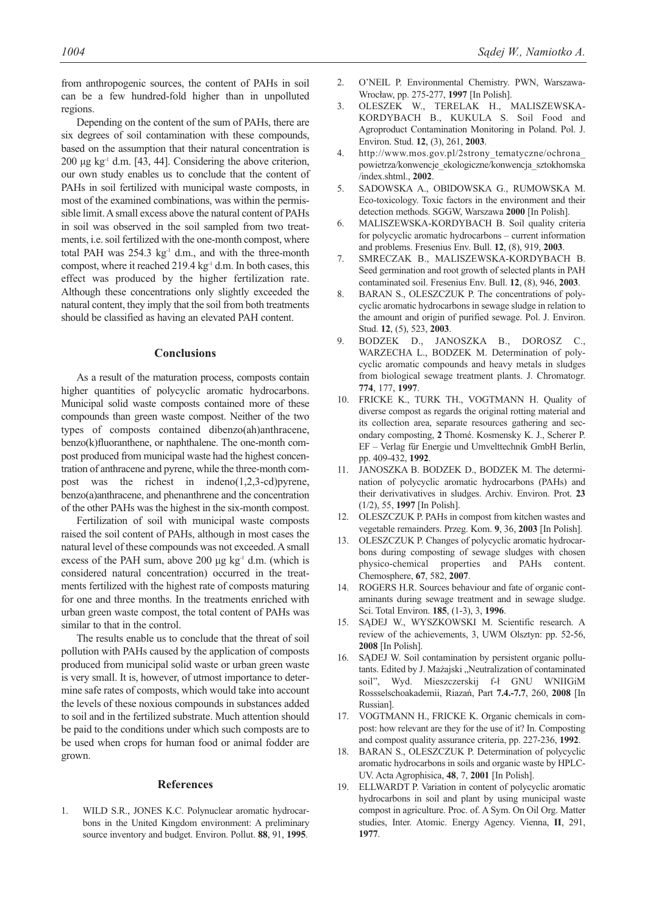from anthropogenic sources, the content of PAHs in soil can be a few hundred-fold higher than in unpolluted regions.

Depending on the content of the sum of PAHs, there are six degrees of soil contamination with these compounds, based on the assumption that their natural concentration is 200 μg $kg^{-1}$ d.m. [43, 44]. Considering the above criterion, our own study enables us to conclude that the content of PAHs in soil fertilized with municipal waste composts, in most of the examined combinations, was within the permissible limit. A small excess above the natural content of PAHs in soil was observed in the soil sampled from two treatments, i.e. soil fertilized with the one-month compost, where total PAH was 254.3 $kg^{-1}$ d.m., and with the three-month compost, where it reached 219.4 $kg^{-1}$ d.m. In both cases, this effect was produced by the higher fertilization rate. Although these concentrations only slightly exceeded the natural content, they imply that the soil from both treatments should be classified as having an elevated PAH content.

## Conclusions

As a result of the maturation process, composts contain higher quantities of polycyclic aromatic hydrocarbons. Municipal solid waste composts contained more of these compounds than green waste compost. Neither of the two types of composts contained dibenzo(ah)anthracene, benzo(k)fluoranthene, or naphthalene. The one-month compost produced from municipal waste had the highest concentration of anthracene and pyrene, while the three-month compost was the richest in indeno(1,2,3-cd)pyrene, benzo(a)anthracene, and phenanthrene and the concentration of the other PAHs was the highest in the six-month compost.

Fertilization of soil with municipal waste composts raised the soil content of PAHs, although in most cases the natural level of these compounds was not exceeded. A small excess of the PAH sum, above 200 μg $kg^{-1}$ d.m. (which is considered natural concentration) occurred in the treatments fertilized with the highest rate of composts maturing for one and three months. In the treatments enriched with urban green waste compost, the total content of PAHs was similar to that in the control.

The results enable us to conclude that the threat of soil pollution with PAHs caused by the application of composts produced from municipal solid waste or urban green waste is very small. It is, however, of utmost importance to determine safe rates of composts, which would take into account the levels of these noxious compounds in substances added to soil and in the fertilized substrate. Much attention should be paid to the conditions under which such composts are to be used when crops for human food or animal fodder are grown.

## References

1. WILD S.R., JONES K.C. Polynuclear aromatic hydrocarbons in the United Kingdom environment: A preliminary source inventory and budget. Environ. Pollut. **88**, 91, **1995**.
2. O'NEIL P. Environmental Chemistry. PWN, Warszawa-Wrocław, pp. 275-277, **1997** [In Polish].
3. OLESZEK W., TERELAK H., MALISZEWSKA-KORDYBACH B., KUKULA S. Soil Food and Agroproduct Contamination Monitoring in Poland. Pol. J. Environ. Stud. **12**, (3), 261, **2003**.
4. http://www.mos.gov.pl/2strony_tematyczne/ochrona_powietrza/konwencje_ekologiczne/konwencja_sztokhomska/index.shtml., **2002**.
5. SADOWSKA A., OBIDOWSKA G., RUMOWSKA M. Eco-toxicology. Toxic factors in the environment and their detection methods. SGGW, Warszawa **2000** [In Polish].
6. MALISZEWSKA-KORDYBACH B. Soil quality criteria for polycyclic aromatic hydrocarbons – current information and problems. Fresenius Env. Bull. **12**, (8), 919, **2003**.
7. SMRECZAK B., MALISZEWSKA-KORDYBACH B. Seed germination and root growth of selected plants in PAH contaminated soil. Fresenius Env. Bull. **12**, (8), 946, **2003**.
8. BARAN S., OLESZCZUK P. The concentrations of polycyclic aromatic hydrocarbons in sewage sludge in relation to the amount and origin of purified sewage. Pol. J. Environ. Stud. **12**, (5), 523, **2003**.
9. BODZEK D., JANOSZKA B., DOROSZ C., WARZECHA L., BODZEK M. Determination of polycyclic aromatic compounds and heavy metals in sludges from biological sewage treatment plants. J. Chromatogr. **774**, 177, **1997**.
10. FRICKE K., TURK TH., VOGTMANN H. Quality of diverse compost as regards the original rotting material and its collection area, separate resources gathering and secondary composting, **2** Thomé. Kosmensky K. J., Scherer P. EF – Verlag für Energie und Umwelttechnik GmbH Berlin, pp. 409-432, **1992**.
11. JANOSZKA B. BODZEK D., BODZEK M. The determination of polycyclic aromatic hydrocarbons (PAHs) and their derivativatives in sludges. Archiv. Environ. Prot. **23** (1/2), 55, **1997** [In Polish].
12. OLESZCZUK P. PAHs in compost from kitchen wastes and vegetable remainders. Przeg. Kom. **9**, 36, **2003** [In Polish].
13. OLESZCZUK P. Changes of polycyclic aromatic hydrocarbons during composting of sewage sludges with chosen physico-chemical properties and PAHs content. Chemosphere, **67**, 582, **2007**.
14. ROGERS H.R. Sources behaviour and fate of organic contaminants during sewage treatment and in sewage sludge. Sci. Total Environ. **185**, (1-3), 3, **1996**.
15. SĄDEJ W., WYSZKOWSKI M. Scientific research. A review of the achievements, 3, UWM Olsztyn: pp. 52-56, **2008** [In Polish].
16. SĄDEJ W. Soil contamination by persistent organic pollutants. Edited by J. Mażajski „Neutralization of contaminated soil", Wyd. Mieszczerskij f-ł GNU WNIIGiM Rossselschoakademii, Riazań, Part **7.4.-7.7**, 260, **2008** [In Russian].
17. VOGTMANN H., FRICKE K. Organic chemicals in compost: how relevant are they for the use of it? In. Composting and compost quality assurance criteria, pp. 227-236, **1992**.
18. BARAN S., OLESZCZUK P. Determination of polycyclic aromatic hydrocarbons in soils and organic waste by HPLC-UV. Acta Agrophisica, **48**, 7, **2001** [In Polish].
19. ELLWARDT P. Variation in content of polycyclic aromatic hydrocarbons in soil and plant by using municipal waste compost in agriculture. Proc. of. A Sym. On Oil Org. Matter studies, Inter. Atomic. Energy Agency. Vienna, **II**, 291, **1977**.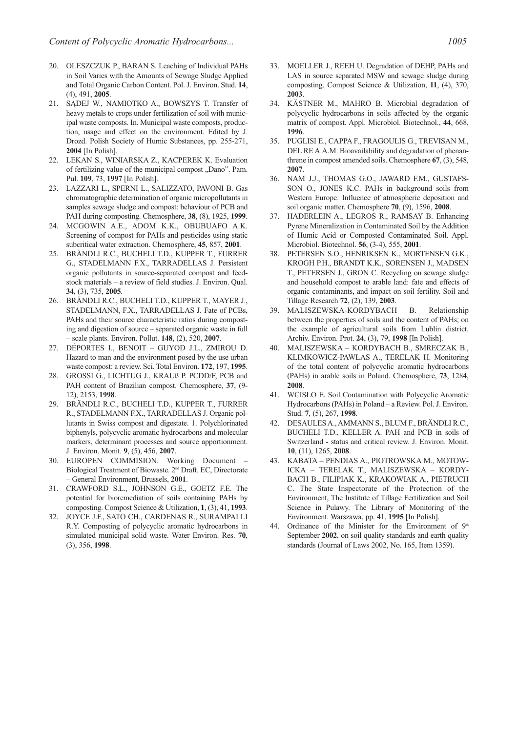20. OLESZCZUK P., BARAN S. Leaching of Individual PAHs in Soil Varies with the Amounts of Sewage Sludge Applied and Total Organic Carbon Content. Pol. J. Environ. Stud. **14**, (4), 491, **2005**.
21. SĄDEJ W., NAMIOTKO A., BOWSZYS T. Transfer of heavy metals to crops under fertilization of soil with municipal waste composts. In. Municipal waste composts, production, usage and effect on the environment. Edited by J. Drozd. Polish Society of Humic Substances, pp. 255-271, **2004** [In Polish].
22. LEKAN S., WINIARSKA Z., KACPEREK K. Evaluation of fertilizing value of the municipal compost „Dano". Pam. Puł. **109**, 73, **1997** [In Polish].
23. LAZZARI L., SPERNI L., SALIZZATO, PAVONI B. Gas chromatographic determination of organic micropollutants in samples sewage sludge and compost: behaviour of PCB and PAH during composting. Chemosphere, **38**, (8), 1925, **1999**.
24. MCGOWIN A.E., ADOM K.K., OBUBUAFO A.K. Screening of compost for PAHs and pesticides using static subcritical water extraction. Chemosphere, **45**, 857, **2001**.
25. BRÄNDLI R.C., BUCHELI T.D., KUPPER T., FURRER G., STADELMANN F.X., TARRADELLAS J. Persistent organic pollutants in source-separated compost and feedstock materials – a review of field studies. J. Environ. Qual. **34**, (3), 735, **2005**.
26. BRÄNDLI R.C., BUCHELI T.D., KUPPER T., MAYER J., STADELMANN, F.X., TARRADELLAS J. Fate of PCBs, PAHs and their source characteristic ratios during composting and digestion of source – separated organic waste in full – scale plants. Environ. Pollut. **148**, (2), 520, **2007**.
27. DÉPORTES I., BENOIT – GUYOD J.L., ZMIROU D. Hazard to man and the environment posed by the use urban waste compost: a review. Sci. Total Environ. **172**, 197, **1995**.
28. GROSSI G., LICHTUG J., KRAUß P. PCDD/F, PCB and PAH content of Brazilian compost. Chemosphere, **37**, (9-12), 2153, **1998**.
29. BRÄNDLI R.C., BUCHELI T.D., KUPPER T., FURRER R., STADELMANN F.X., TARRADELLAS J. Organic pollutants in Swiss compost and digestate. 1. Polychlorinated biphenyls, polycyclic aromatic hydrocarbons and molecular markers, determinant processes and source apportionment. J. Environ. Monit. **9**, (5), 456, **2007**.
30. EUROPEN COMMISION. Working Document – Biological Treatment of Biowaste. 2nd Draft. EC, Directorate – General Environment, Brussels, **2001**.
31. CRAWFORD S.L., JOHNSON G.E., GOETZ F.E. The potential for bioremediation of soils containing PAHs by composting. Compost Science & Utilization, **1**, (3), 41, **1993**.
32. JOYCE J.F., SATO CH., CARDENAS R., SURAMPALLI R.Y. Composting of polycyclic aromatic hydrocarbons in simulated municipal solid waste. Water Environ. Res. **70**, (3), 356, **1998**.
33. MOELLER J., REEH U. Degradation of DEHP, PAHs and LAS in source separated MSW and sewage sludge during composting. Compost Science & Utilization, **11**, (4), 370, **2003**.
34. KÄSTNER M., MAHRO B. Microbial degradation of polycyclic hydrocarbons in soils affected by the organic matrix of compost. Appl. Microbiol. Biotechnol., **44**, 668, **1996**.
35. PUGLISI E., CAPPA F., FRAGOULIS G., TREVISAN M., DEL RE A.A.M. Bioavailability and degradation of phenanthrene in compost amended soils. Chemosphere **67**, (3), 548, **2007**.
36. NAM J.J., THOMAS G.O., JAWARD F.M., GUSTAFSSON O., JONES K.C. PAHs in background soils from Western Europe: Influence of atmospheric deposition and soil organic matter. Chemosphere **70**, (9), 1596, **2008**.
37. HADERLEIN A., LEGROS R., RAMSAY B. Enhancing Pyrene Mineralization in Contaminated Soil by the Addition of Humic Acid or Composted Contaminated Soil. Appl. Microbiol. Biotechnol. **56**, (3-4), 555, **2001**.
38. PETERSEN S.O., HENRIKSEN K., MORTENSEN G.K., KROGH P.H., BRANDT K.K., SORENSEN J., MADSEN T., PETERSEN J., GRON C. Recycling on sewage sludge and household compost to arable land: fate and effects of organic contaminants, and impact on soil fertility. Soil and Tillage Research **72**, (2), 139, **2003**.
39. MALISZEWSKA-KORDYBACH B. Relationship between the properties of soils and the content of PAHs; on the example of agricultural soils from Lublin district. Archiv. Environ. Prot. **24**, (3), 79, **1998** [In Polish].
40. MALISZEWSKA – KORDYBACH B., SMRECZAK B., KLIMKOWICZ-PAWLAS A., TERELAK H. Monitoring of the total content of polycyclic aromatic hydrocarbons (PAHs) in arable soils in Poland. Chemosphere, **73**, 1284, **2008**.
41. WCISŁO E. Soil Contamination with Polycyclic Aromatic Hydrocarbons (PAHs) in Poland – a Review. Pol. J. Environ. Stud. **7**, (5), 267, **1998**.
42. DESAULES A., AMMANN S., BLUM F., BRÄNDLI R.C., BUCHELI T.D., KELLER A. PAH and PCB in soils of Switzerland - status and critical review. J. Environ. Monit. **10**, (11), 1265, **2008**.
43. KABATA – PENDIAS A., PIOTROWSKA M., MOTOWICKA – TERELAK T., MALISZEWSKA – KORDYBACH B., FILIPIAK K., KRAKOWIAK A., PIETRUCH C. The State Inspectorate of the Protection of the Environment, The Institute of Tillage Fertilization and Soil Science in Pulawy. The Library of Monitoring of the Environment. Warszawa, pp. 41, **1995** [In Polish].
44. Ordinance of the Minister for the Environment of 9th September **2002**, on soil quality standards and earth quality standards (Journal of Laws 2002, No. 165, Item 1359).